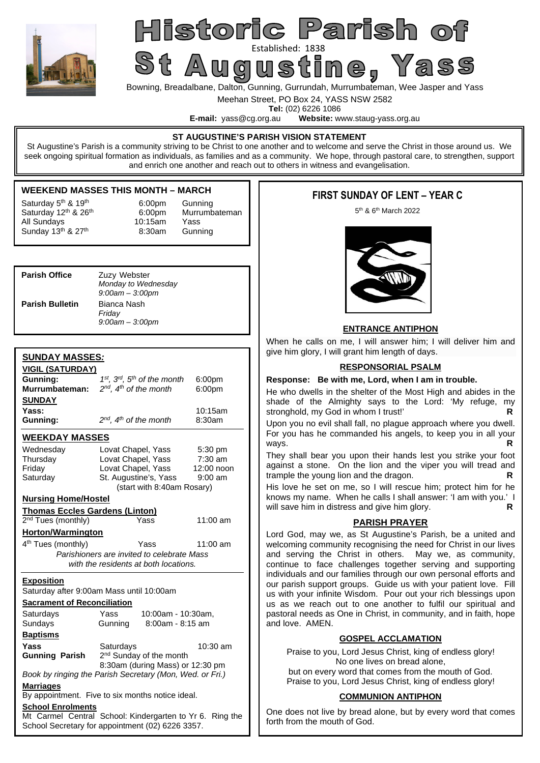# Historic Parish of St Augustine, Yass

Established: 1838

Bowning, Breadalbane, Dalton, Gunning, Gurrundah, Murrumbateman, Wee Jasper and Yass

Meehan Street, PO Box 24, YASS NSW 2582

**Tel:** (02) 6226 1086

**E-mail:** yass@cg.org.au **Website:** www.staug-yass.org.au

### ST AUGUSTINE'S PARISH VISION STATEMENT

St Augustine's Parish is a community striving to be Christ to one another and to welcome and serve the Christ in those around us. We seek ongoing spiritual formation as individuals, as families and as a community. We hope, through pastoral care, to strengthen, support and enrich one another and reach out to others in witness and evangelisation.

### WEEKEND MASSES THIS MONTH – MARCH

| | | |
|---|---|---|
| Saturday 5th & 19th | 6:00pm | Gunning |
| Saturday 12th & 26th | 6:00pm | Murrumbateman |
| All Sundays | 10:15am | Yass |
| Sunday 13th & 27th | 8:30am | Gunning |

**Parish Office** Zuzy Webster
*Monday to Wednesday*
*9:00am – 3:00pm*

**Parish Bulletin** Bianca Nash
*Friday*
*9:00am – 3:00pm*

### SUNDAY MASSES:

**VIGIL (SATURDAY)**

| | | |
|---|---|---|
| **Gunning:** | *1st, 3rd, 5th of the month* | 6:00pm |
| **Murrumbateman:** | *2nd, 4th of the month* | 6:00pm |

**SUNDAY**

| | | |
|---|---|---|
| **Yass:** | | 10:15am |
| **Gunning:** | *2nd, 4th of the month* | 8:30am |

### WEEKDAY MASSES

| | | |
|---|---|---|
| Wednesday | Lovat Chapel, Yass | 5:30 pm |
| Thursday | Lovat Chapel, Yass | 7:30 am |
| Friday | Lovat Chapel, Yass | 12:00 noon |
| Saturday | St. Augustine's, Yass | 9:00 am |

(start with 8:40am Rosary)

**Nursing Home/Hostel**

**Thomas Eccles Gardens (Linton)**
2nd Tues (monthly) Yass 11:00 am

**Horton/Warmington**
4th Tues (monthly) Yass 11:00 am

*Parishioners are invited to celebrate Mass with the residents at both locations.*

**Exposition**
Saturday after 9:00am Mass until 10:00am

**Sacrament of Reconciliation**
Saturdays Yass 10:00am - 10:30am,
Sundays Gunning 8:00am - 8:15 am

**Baptisms**
**Yass** Saturdays 10:30 am
**Gunning Parish** 2nd Sunday of the month 8:30am (during Mass) or 12:30 pm
*Book by ringing the Parish Secretary (Mon, Wed. or Fri.)*

**Marriages**
By appointment. Five to six months notice ideal.

**School Enrolments**
Mt Carmel Central School: Kindergarten to Yr 6. Ring the School Secretary for appointment (02) 6226 3357.

## FIRST SUNDAY OF LENT – YEAR C

5th & 6th March 2022

### ENTRANCE ANTIPHON

When he calls on me, I will answer him; I will deliver him and give him glory, I will grant him length of days.

### RESPONSORIAL PSALM

**Response: Be with me, Lord, when I am in trouble.**

He who dwells in the shelter of the Most High and abides in the shade of the Almighty says to the Lord: 'My refuge, my stronghold, my God in whom I trust!' **R**

Upon you no evil shall fall, no plague approach where you dwell. For you has he commanded his angels, to keep you in all your ways. **R**

They shall bear you upon their hands lest you strike your foot against a stone. On the lion and the viper you will tread and trample the young lion and the dragon. **R**

His love he set on me, so I will rescue him; protect him for he knows my name. When he calls I shall answer: 'I am with you.' I will save him in distress and give him glory. **R**

### PARISH PRAYER

Lord God, may we, as St Augustine's Parish, be a united and welcoming community recognising the need for Christ in our lives and serving the Christ in others. May we, as community, continue to face challenges together serving and supporting individuals and our families through our own personal efforts and our parish support groups. Guide us with your patient love. Fill us with your infinite Wisdom. Pour out your rich blessings upon us as we reach out to one another to fulfil our spiritual and pastoral needs as One in Christ, in community, and in faith, hope and love. AMEN.

### GOSPEL ACCLAMATION

Praise to you, Lord Jesus Christ, king of endless glory!
No one lives on bread alone,
but on every word that comes from the mouth of God.
Praise to you, Lord Jesus Christ, king of endless glory!

### COMMUNION ANTIPHON

One does not live by bread alone, but by every word that comes forth from the mouth of God.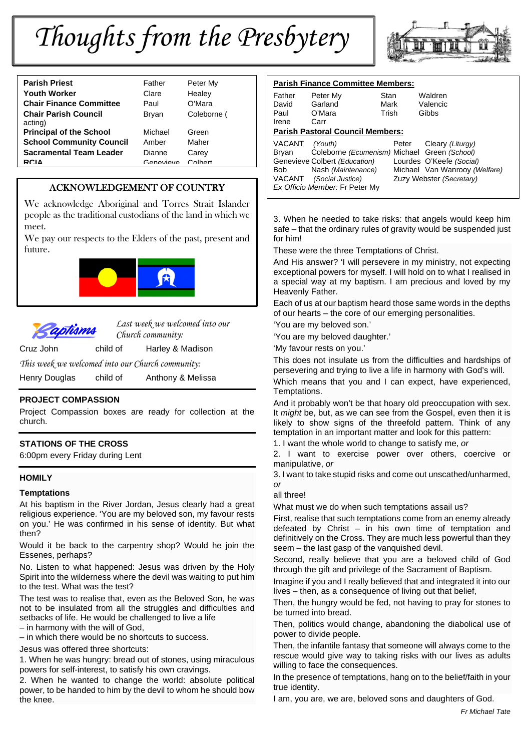# Thoughts from the Presbytery

| | | |
|---|---|---|
| **Parish Priest** | Father | Peter My |
| **Youth Worker** | Clare | Healey |
| **Chair Finance Committee** | Paul | O'Mara |
| **Chair Parish Council** acting) | Bryan | Coleborne ( |
| **Principal of the School** | Michael | Green |
| **School Community Council** | Amber | Maher |
| **Sacramental Team Leader** | Dianne | Carey |
| **RCIA** | Genevieve | Colbert |

## ACKNOWLEDGEMENT OF COUNTRY

We acknowledge Aboriginal and Torres Strait Islander people as the traditional custodians of the land in which we meet.

We pay our respects to the Elders of the past, present and future.

## Baptisms

*Last week we welcomed into our Church community:*

Cruz John child of Harley & Madison

*This week we welcomed into our Church community:*

Henry Douglas child of Anthony & Melissa

### PROJECT COMPASSION

Project Compassion boxes are ready for collection at the church.

### STATIONS OF THE CROSS

6:00pm every Friday during Lent

### HOMILY

**Temptations**

At his baptism in the River Jordan, Jesus clearly had a great religious experience. 'You are my beloved son, my favour rests on you.' He was confirmed in his sense of identity. But what then?

Would it be back to the carpentry shop? Would he join the Essenes, perhaps?

No. Listen to what happened: Jesus was driven by the Holy Spirit into the wilderness where the devil was waiting to put him to the test. What was the test?

The test was to realise that, even as the Beloved Son, he was not to be insulated from all the struggles and difficulties and setbacks of life. He would be challenged to live a life

– in harmony with the will of God,

– in which there would be no shortcuts to success.

Jesus was offered three shortcuts:

1. When he was hungry: bread out of stones, using miraculous powers for self-interest, to satisfy his own cravings.

2. When he wanted to change the world: absolute political power, to be handed to him by the devil to whom he should bow the knee.

3. When he needed to take risks: that angels would keep him safe – that the ordinary rules of gravity would be suspended just for him!

These were the three Temptations of Christ.

And His answer? 'I will persevere in my ministry, not expecting exceptional powers for myself. I will hold on to what I realised in a special way at my baptism. I am precious and loved by my Heavenly Father.

Each of us at our baptism heard those same words in the depths of our hearts – the core of our emerging personalities.

'You are my beloved son.'

'You are my beloved daughter.'

'My favour rests on you.'

This does not insulate us from the difficulties and hardships of persevering and trying to live a life in harmony with God's will.

Which means that you and I can expect, have experienced, Temptations.

And it probably won't be that hoary old preoccupation with sex. It *might* be, but, as we can see from the Gospel, even then it is likely to show signs of the threefold pattern. Think of any temptation in an important matter and look for this pattern:

1. I want the whole world to change to satisfy me, *or*

2. I want to exercise power over others, coercive or manipulative, *or*

3. I want to take stupid risks and come out unscathed/unharmed, *or*

all three!

What must we do when such temptations assail us?

First, realise that such temptations come from an enemy already defeated by Christ – in his own time of temptation and definitively on the Cross. They are much less powerful than they seem – the last gasp of the vanquished devil.

Second, really believe that you are a beloved child of God through the gift and privilege of the Sacrament of Baptism.

Imagine if you and I really believed that and integrated it into our lives – then, as a consequence of living out that belief,

Then, the hungry would be fed, not having to pray for stones to be turned into bread.

Then, politics would change, abandoning the diabolical use of power to divide people.

Then, the infantile fantasy that someone will always come to the rescue would give way to taking risks with our lives as adults willing to face the consequences.

In the presence of temptations, hang on to the belief/faith in your true identity.

I am, you are, we are, beloved sons and daughters of God.

*Fr Michael Tate*

### Parish Finance Committee Members:

| | | | |
|---|---|---|---|
| Father | Peter My | Stan | Waldren |
| David | Garland | Mark | Valencic |
| Paul | O'Mara | Trish | Gibbs |
| Irene | Carr | | |

### Parish Pastoral Council Members:

| | | | |
|---|---|---|---|
| VACANT | *(Youth)* | Peter | Cleary *(Liturgy)* |
| Bryan | Coleborne *(Ecumenism)* | Michael | Green *(School)* |
| Genevieve | Colbert *(Education)* | Lourdes | O'Keefe *(Social)* |
| Bob | Nash *(Maintenance)* | Michael | Van Wanrooy *(Welfare)* |
| VACANT | *(Social Justice)* | Zuzy | Webster *(Secretary)* |

*Ex Officio Member:* Fr Peter My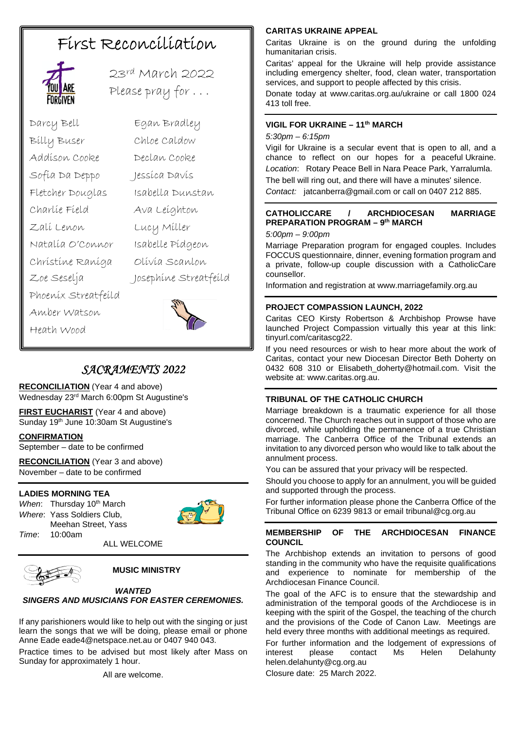# First Reconciliation

23rd March 2022

Please pray for . . .

Darcy Bell
Egan Bradley
Billy Buser
Chloe Caldow
Addison Cooke
Declan Cooke
Sofia Da Deppo
Jessica Davis
Fletcher Douglas
Isabella Dunstan
Charlie Field
Ava Leighton
Zali Lenon
Lucy Miller
Natalia O'Connor
Isabelle Pidgeon
Christine Raniga
Olivia Scanlon
Zoe Seselja
Josephine Streatfeild
Phoenix Streatfeild
Amber Watson
Heath Wood

## *SACRAMENTS 2022*

**RECONCILIATION** (Year 4 and above)
Wednesday 23rd March 6:00pm St Augustine's

**FIRST EUCHARIST** (Year 4 and above)
Sunday 19th June 10:30am St Augustine's

**CONFIRMATION**
September – date to be confirmed

**RECONCILIATION** (Year 3 and above)
November – date to be confirmed

### LADIES MORNING TEA

*When*: Thursday 10th March
*Where*: Yass Soldiers Club, Meehan Street, Yass
*Time*: 10:00am

ALL WELCOME

### MUSIC MINISTRY

***WANTED***
***SINGERS AND MUSICIANS FOR EASTER CEREMONIES.***

If any parishioners would like to help out with the singing or just learn the songs that we will be doing, please email or phone Anne Eade eade4@netspace.net.au or 0407 940 043.

Practice times to be advised but most likely after Mass on Sunday for approximately 1 hour.

All are welcome.

### CARITAS UKRAINE APPEAL

Caritas Ukraine is on the ground during the unfolding humanitarian crisis.

Caritas' appeal for the Ukraine will help provide assistance including emergency shelter, food, clean water, transportation services, and support to people affected by this crisis.

Donate today at www.caritas.org.au/ukraine or call 1800 024 413 toll free.

### VIGIL FOR UKRAINE – 11th MARCH

*5:30pm – 6:15pm*

Vigil for Ukraine is a secular event that is open to all, and a chance to reflect on our hopes for a peaceful Ukraine.
*Location*: Rotary Peace Bell in Nara Peace Park, Yarralumla.
The bell will ring out, and there will have a minutes' silence.
*Contact:* jatcanberra@gmail.com or call on 0407 212 885.

### CATHOLICCARE / ARCHDIOCESAN MARRIAGE PREPARATION PROGRAM – 9th MARCH

*5:00pm – 9:00pm*

Marriage Preparation program for engaged couples. Includes FOCCUS questionnaire, dinner, evening formation program and a private, follow-up couple discussion with a CatholicCare counsellor.

Information and registration at www.marriagefamily.org.au

### PROJECT COMPASSION LAUNCH, 2022

Caritas CEO Kirsty Robertson & Archbishop Prowse have launched Project Compassion virtually this year at this link: tinyurl.com/caritascg22.

If you need resources or wish to hear more about the work of Caritas, contact your new Diocesan Director Beth Doherty on 0432 608 310 or Elisabeth_doherty@hotmail.com. Visit the website at: www.caritas.org.au.

### TRIBUNAL OF THE CATHOLIC CHURCH

Marriage breakdown is a traumatic experience for all those concerned. The Church reaches out in support of those who are divorced, while upholding the permanence of a true Christian marriage. The Canberra Office of the Tribunal extends an invitation to any divorced person who would like to talk about the annulment process.

You can be assured that your privacy will be respected.

Should you choose to apply for an annulment, you will be guided and supported through the process.

For further information please phone the Canberra Office of the Tribunal Office on 6239 9813 or email tribunal@cg.org.au

### MEMBERSHIP OF THE ARCHDIOCESAN FINANCE COUNCIL

The Archbishop extends an invitation to persons of good standing in the community who have the requisite qualifications and experience to nominate for membership of the Archdiocesan Finance Council.

The goal of the AFC is to ensure that the stewardship and administration of the temporal goods of the Archdiocese is in keeping with the spirit of the Gospel, the teaching of the church and the provisions of the Code of Canon Law. Meetings are held every three months with additional meetings as required.

For further information and the lodgement of expressions of interest please contact Ms Helen Delahunty helen.delahunty@cg.org.au

Closure date: 25 March 2022.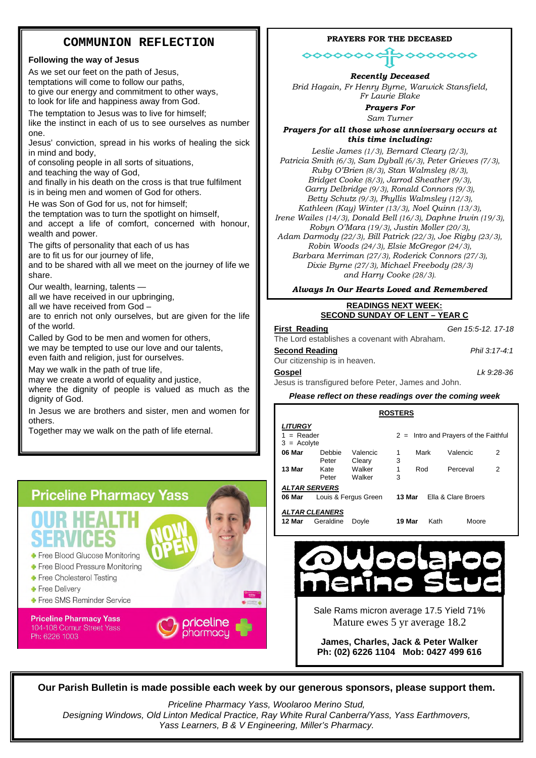# COMMUNION REFLECTION

**Following the way of Jesus**

As we set our feet on the path of Jesus,
temptations will come to follow our paths,
to give our energy and commitment to other ways,
to look for life and happiness away from God.

The temptation to Jesus was to live for himself;
like the instinct in each of us to see ourselves as number one.
Jesus' conviction, spread in his works of healing the sick in mind and body,
of consoling people in all sorts of situations,
and teaching the way of God,
and finally in his death on the cross is that true fulfilment is in being men and women of God for others.

He was Son of God for us, not for himself;
the temptation was to turn the spotlight on himself,
and accept a life of comfort, concerned with honour, wealth and power.

The gifts of personality that each of us has
are to fit us for our journey of life,
and to be shared with all we meet on the journey of life we share.

Our wealth, learning, talents —
all we have received in our upbringing,
all we have received from God –
are to enrich not only ourselves, but are given for the life of the world.

Called by God to be men and women for others,
we may be tempted to use our love and our talents,
even faith and religion, just for ourselves.

May we walk in the path of true life,
may we create a world of equality and justice,
where the dignity of people is valued as much as the dignity of God.

In Jesus we are brothers and sister, men and women for others.
Together may we walk on the path of life eternal.

## Priceline Pharmacy Yass

**OUR HEALTH SERVICES** NOW OPEN

- Free Blood Glucose Monitoring
- Free Blood Pressure Monitoring
- Free Cholesterol Testing
- Free Delivery
- Free SMS Reminder Service

**Priceline Pharmacy Yass**
104-108 Comur Street Yass
Ph: 6226 1003

priceline pharmacy

## PRAYERS FOR THE DECEASED

***Recently Deceased***
*Brid Hagain, Fr Henry Byrne, Warwick Stansfield, Fr Laurie Blake*

***Prayers For***
*Sam Turner*

***Prayers for all those whose anniversary occurs at this time including:***

*Leslie James (1/3), Bernard Cleary (2/3), Patricia Smith (6/3), Sam Dyball (6/3), Peter Grieves (7/3), Ruby O'Brien (8/3), Stan Walmsley (8/3), Bridget Cooke (8/3), Jarrod Sheather (9/3), Garry Delbridge (9/3), Ronald Connors (9/3), Betty Schutz (9/3), Phyllis Walmsley (12/3), Kathleen (Kay) Winter (13/3), Noel Quinn (13/3), Irene Wailes (14/3), Donald Bell (16/3), Daphne Irwin (19/3), Robyn O'Mara (19/3), Justin Moller (20/3), Adam Darmody (22/3), Bill Patrick (22/3), Joe Rigby (23/3), Robin Woods (24/3), Elsie McGregor (24/3), Barbara Merriman (27/3), Roderick Connors (27/3), Dixie Byrne (27/3), Michael Freebody (28/3) and Harry Cooke (28/3).*

***Always In Our Hearts Loved and Remembered***

## READINGS NEXT WEEK: SECOND SUNDAY OF LENT – YEAR C

**First Reading** — *Gen 15:5-12. 17-18*
The Lord establishes a covenant with Abraham.

**Second Reading** — *Phil 3:17-4:1*
Our citizenship is in heaven.

**Gospel** — *Lk 9:28-36*
Jesus is transfigured before Peter, James and John.

***Please reflect on these readings over the coming week***

## ROSTERS

***LITURGY***
1 = Reader 2 = Intro and Prayers of the Faithful
3 = Acolyte

| | | | | | | |
|---|---|---|---|---|---|---|
| 06 Mar | Debbie | Valencic | 1 | Mark | Valencic | 2 |
| | Peter | Cleary | 3 | | | |
| 13 Mar | Kate | Walker | 1 | Rod | Perceval | 2 |
| | Peter | Walker | 3 | | | |

***ALTAR SERVERS***
**06 Mar** Louis & Fergus Green **13 Mar** Ella & Clare Broers

***ALTAR CLEANERS***
**12 Mar** Geraldine Doyle **19 Mar** Kath Moore

## @Woolaroo Merino Stud

Sale Rams micron average 17.5 Yield 71%
Mature ewes 5 yr average 18.2

**James, Charles, Jack & Peter Walker**
**Ph: (02) 6226 1104 Mob: 0427 499 616**

**Our Parish Bulletin is made possible each week by our generous sponsors, please support them.**

*Priceline Pharmacy Yass, Woolaroo Merino Stud, Designing Windows, Old Linton Medical Practice, Ray White Rural Canberra/Yass, Yass Earthmovers, Yass Learners, B & V Engineering, Miller's Pharmacy.*